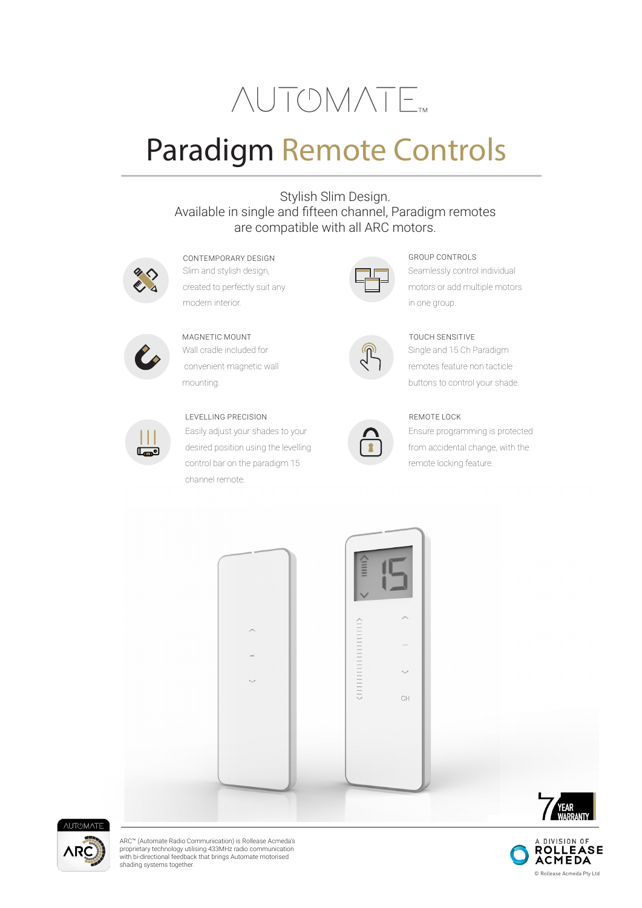AUTOMATE™

# Paradigm Remote Controls

Stylish Slim Design.
Available in single and fifteen channel, Paradigm remotes are compatible with all ARC motors.

### CONTEMPORARY DESIGN

Slim and stylish design, created to perfectly suit any modern interior.

### GROUP CONTROLS

Seamlessly control individual motors or add multiple motors in one group.

### MAGNETIC MOUNT

Wall cradle included for convenient magnetic wall mounting.

### TOUCH SENSITIVE

Single and 15 Ch Paradigm remotes feature non tacticle buttons to control your shade.

### LEVELLING PRECISION

Easily adjust your shades to your desired position using the levelling control bar on the paradigm 15 channel remote.

### REMOTE LOCK

Ensure programming is protected from accidental change, with the remote locking feature.

7 YEAR WARRANTY

ARC™ (Automate Radio Communication) is Rollease Acmeda's proprietary technology utilising 433MHz radio communication with bi-directional feedback that brings Automate motorised shading systems together.

A DIVISION OF ROLLEASE ACMEDA

© Rollease Acmeda Pty Ltd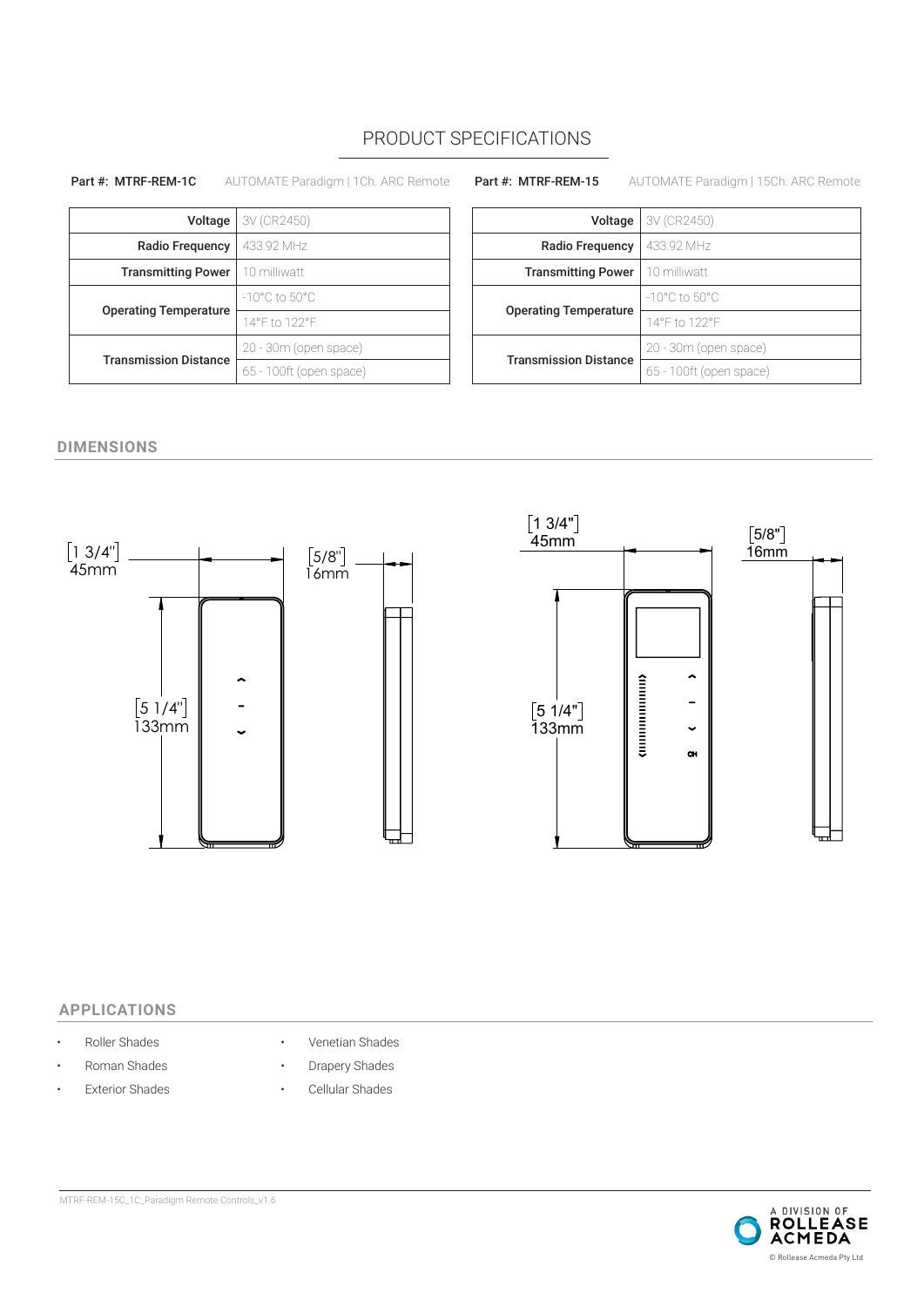# PRODUCT SPECIFICATIONS

**Part #: MTRF-REM-1C** AUTOMATE Paradigm | 1Ch. ARC Remote

| | |
|---|---|
| **Voltage** | 3V (CR2450) |
| **Radio Frequency** | 433.92 MHz |
| **Transmitting Power** | 10 milliwatt |
| **Operating Temperature** | -10°C to 50°C |
| | 14°F to 122°F |
| **Transmission Distance** | 20 - 30m (open space) |
| | 65 - 100ft (open space) |

**Part #: MTRF-REM-15** AUTOMATE Paradigm | 15Ch. ARC Remote

| | |
|---|---|
| **Voltage** | 3V (CR2450) |
| **Radio Frequency** | 433.92 MHz |
| **Transmitting Power** | 10 milliwatt |
| **Operating Temperature** | -10°C to 50°C |
| | 14°F to 122°F |
| **Transmission Distance** | 20 - 30m (open space) |
| | 65 - 100ft (open space) |

## DIMENSIONS

[1 3/4"]
45mm

[5/8"]
16mm

[5 1/4"]
133mm

[1 3/4"]
45mm

[5/8"]
16mm

[5 1/4"]
133mm

## APPLICATIONS

- Roller Shades
- Roman Shades
- Exterior Shades
- Venetian Shades
- Drapery Shades
- Cellular Shades

MTRF-REM-15C_1C_Paradigm Remote Controls_v1.6

A DIVISION OF ROLLEASE ACMEDA

© Rollease Acmeda Pty Ltd